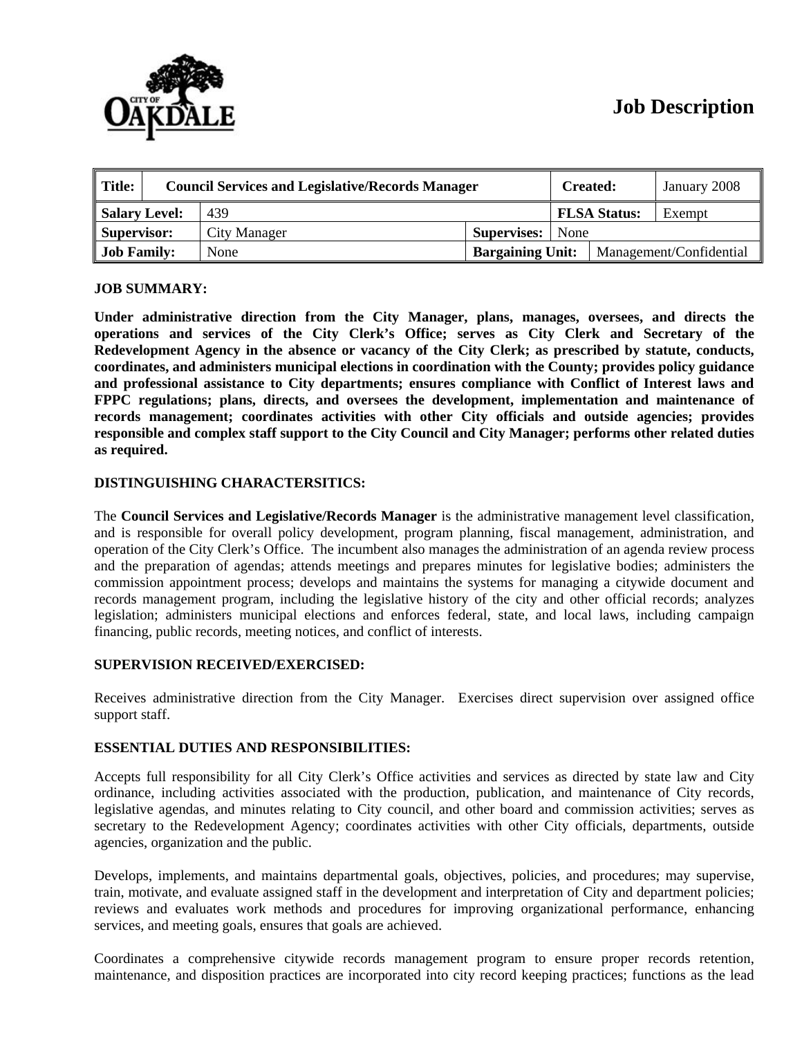# Job Description

| Title: | Council Services and Legislative/Records Manager | | | Created: | January 2008 |
|---|---|---|---|---|---|
| Salary Level: | 439 | | | FLSA Status: | Exempt |
| Supervisor: | City Manager | Supervises: | None | | |
| Job Family: | None | Bargaining Unit: | | Management/Confidential | |

**JOB SUMMARY:**

**Under administrative direction from the City Manager, plans, manages, oversees, and directs the operations and services of the City Clerk's Office; serves as City Clerk and Secretary of the Redevelopment Agency in the absence or vacancy of the City Clerk; as prescribed by statute, conducts, coordinates, and administers municipal elections in coordination with the County; provides policy guidance and professional assistance to City departments; ensures compliance with Conflict of Interest laws and FPPC regulations; plans, directs, and oversees the development, implementation and maintenance of records management; coordinates activities with other City officials and outside agencies; provides responsible and complex staff support to the City Council and City Manager; performs other related duties as required.**

**DISTINGUISHING CHARACTERSITICS:**

The **Council Services and Legislative/Records Manager** is the administrative management level classification, and is responsible for overall policy development, program planning, fiscal management, administration, and operation of the City Clerk's Office. The incumbent also manages the administration of an agenda review process and the preparation of agendas; attends meetings and prepares minutes for legislative bodies; administers the commission appointment process; develops and maintains the systems for managing a citywide document and records management program, including the legislative history of the city and other official records; analyzes legislation; administers municipal elections and enforces federal, state, and local laws, including campaign financing, public records, meeting notices, and conflict of interests.

**SUPERVISION RECEIVED/EXERCISED:**

Receives administrative direction from the City Manager. Exercises direct supervision over assigned office support staff.

**ESSENTIAL DUTIES AND RESPONSIBILITIES:**

Accepts full responsibility for all City Clerk's Office activities and services as directed by state law and City ordinance, including activities associated with the production, publication, and maintenance of City records, legislative agendas, and minutes relating to City council, and other board and commission activities; serves as secretary to the Redevelopment Agency; coordinates activities with other City officials, departments, outside agencies, organization and the public.

Develops, implements, and maintains departmental goals, objectives, policies, and procedures; may supervise, train, motivate, and evaluate assigned staff in the development and interpretation of City and department policies; reviews and evaluates work methods and procedures for improving organizational performance, enhancing services, and meeting goals, ensures that goals are achieved.

Coordinates a comprehensive citywide records management program to ensure proper records retention, maintenance, and disposition practices are incorporated into city record keeping practices; functions as the lead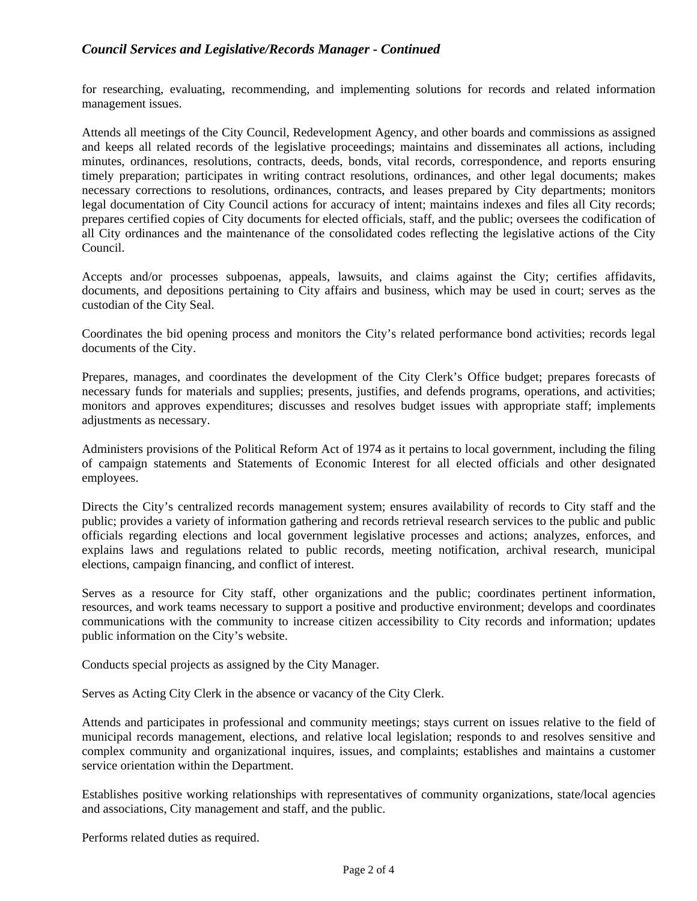for researching, evaluating, recommending, and implementing solutions for records and related information management issues.

Attends all meetings of the City Council, Redevelopment Agency, and other boards and commissions as assigned and keeps all related records of the legislative proceedings; maintains and disseminates all actions, including minutes, ordinances, resolutions, contracts, deeds, bonds, vital records, correspondence, and reports ensuring timely preparation; participates in writing contract resolutions, ordinances, and other legal documents; makes necessary corrections to resolutions, ordinances, contracts, and leases prepared by City departments; monitors legal documentation of City Council actions for accuracy of intent; maintains indexes and files all City records; prepares certified copies of City documents for elected officials, staff, and the public; oversees the codification of all City ordinances and the maintenance of the consolidated codes reflecting the legislative actions of the City Council.

Accepts and/or processes subpoenas, appeals, lawsuits, and claims against the City; certifies affidavits, documents, and depositions pertaining to City affairs and business, which may be used in court; serves as the custodian of the City Seal.

Coordinates the bid opening process and monitors the City's related performance bond activities; records legal documents of the City.

Prepares, manages, and coordinates the development of the City Clerk's Office budget; prepares forecasts of necessary funds for materials and supplies; presents, justifies, and defends programs, operations, and activities; monitors and approves expenditures; discusses and resolves budget issues with appropriate staff; implements adjustments as necessary.

Administers provisions of the Political Reform Act of 1974 as it pertains to local government, including the filing of campaign statements and Statements of Economic Interest for all elected officials and other designated employees.

Directs the City's centralized records management system; ensures availability of records to City staff and the public; provides a variety of information gathering and records retrieval research services to the public and public officials regarding elections and local government legislative processes and actions; analyzes, enforces, and explains laws and regulations related to public records, meeting notification, archival research, municipal elections, campaign financing, and conflict of interest.

Serves as a resource for City staff, other organizations and the public; coordinates pertinent information, resources, and work teams necessary to support a positive and productive environment; develops and coordinates communications with the community to increase citizen accessibility to City records and information; updates public information on the City's website.

Conducts special projects as assigned by the City Manager.

Serves as Acting City Clerk in the absence or vacancy of the City Clerk.

Attends and participates in professional and community meetings; stays current on issues relative to the field of municipal records management, elections, and relative local legislation; responds to and resolves sensitive and complex community and organizational inquires, issues, and complaints; establishes and maintains a customer service orientation within the Department.

Establishes positive working relationships with representatives of community organizations, state/local agencies and associations, City management and staff, and the public.

Performs related duties as required.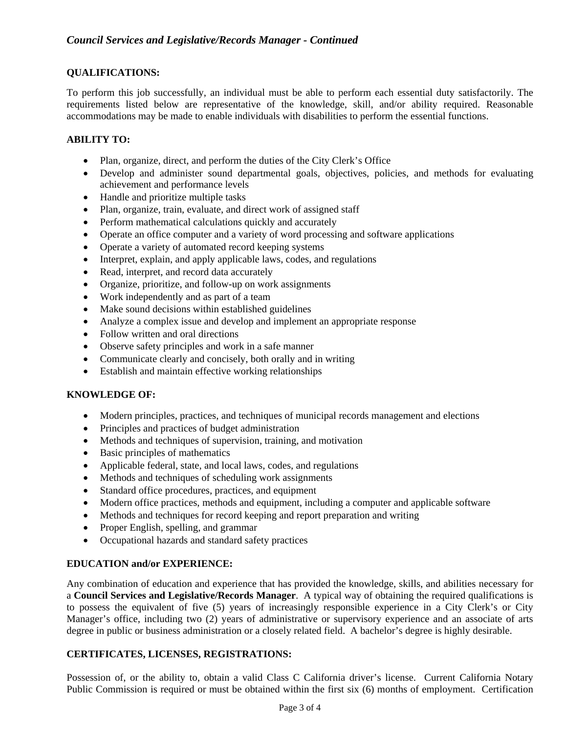*Council Services and Legislative/Records Manager - Continued*

**QUALIFICATIONS:**

To perform this job successfully, an individual must be able to perform each essential duty satisfactorily. The requirements listed below are representative of the knowledge, skill, and/or ability required. Reasonable accommodations may be made to enable individuals with disabilities to perform the essential functions.

**ABILITY TO:**

- Plan, organize, direct, and perform the duties of the City Clerk's Office
- Develop and administer sound departmental goals, objectives, policies, and methods for evaluating achievement and performance levels
- Handle and prioritize multiple tasks
- Plan, organize, train, evaluate, and direct work of assigned staff
- Perform mathematical calculations quickly and accurately
- Operate an office computer and a variety of word processing and software applications
- Operate a variety of automated record keeping systems
- Interpret, explain, and apply applicable laws, codes, and regulations
- Read, interpret, and record data accurately
- Organize, prioritize, and follow-up on work assignments
- Work independently and as part of a team
- Make sound decisions within established guidelines
- Analyze a complex issue and develop and implement an appropriate response
- Follow written and oral directions
- Observe safety principles and work in a safe manner
- Communicate clearly and concisely, both orally and in writing
- Establish and maintain effective working relationships

**KNOWLEDGE OF:**

- Modern principles, practices, and techniques of municipal records management and elections
- Principles and practices of budget administration
- Methods and techniques of supervision, training, and motivation
- Basic principles of mathematics
- Applicable federal, state, and local laws, codes, and regulations
- Methods and techniques of scheduling work assignments
- Standard office procedures, practices, and equipment
- Modern office practices, methods and equipment, including a computer and applicable software
- Methods and techniques for record keeping and report preparation and writing
- Proper English, spelling, and grammar
- Occupational hazards and standard safety practices

**EDUCATION and/or EXPERIENCE:**

Any combination of education and experience that has provided the knowledge, skills, and abilities necessary for a **Council Services and Legislative/Records Manager**. A typical way of obtaining the required qualifications is to possess the equivalent of five (5) years of increasingly responsible experience in a City Clerk's or City Manager's office, including two (2) years of administrative or supervisory experience and an associate of arts degree in public or business administration or a closely related field. A bachelor's degree is highly desirable.

**CERTIFICATES, LICENSES, REGISTRATIONS:**

Possession of, or the ability to, obtain a valid Class C California driver's license. Current California Notary Public Commission is required or must be obtained within the first six (6) months of employment. Certification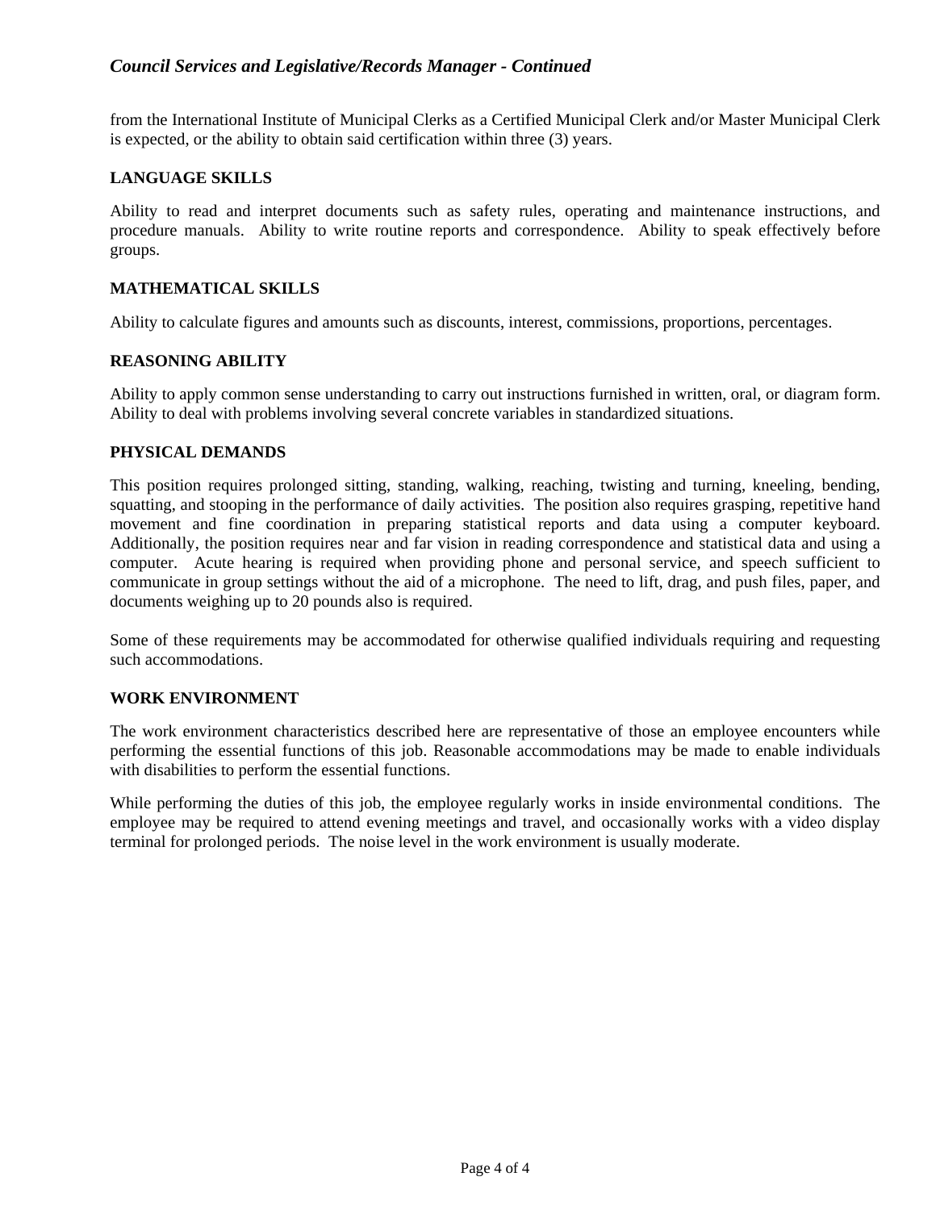from the International Institute of Municipal Clerks as a Certified Municipal Clerk and/or Master Municipal Clerk is expected, or the ability to obtain said certification within three (3) years.

## LANGUAGE SKILLS

Ability to read and interpret documents such as safety rules, operating and maintenance instructions, and procedure manuals. Ability to write routine reports and correspondence. Ability to speak effectively before groups.

## MATHEMATICAL SKILLS

Ability to calculate figures and amounts such as discounts, interest, commissions, proportions, percentages.

## REASONING ABILITY

Ability to apply common sense understanding to carry out instructions furnished in written, oral, or diagram form. Ability to deal with problems involving several concrete variables in standardized situations.

## PHYSICAL DEMANDS

This position requires prolonged sitting, standing, walking, reaching, twisting and turning, kneeling, bending, squatting, and stooping in the performance of daily activities. The position also requires grasping, repetitive hand movement and fine coordination in preparing statistical reports and data using a computer keyboard. Additionally, the position requires near and far vision in reading correspondence and statistical data and using a computer. Acute hearing is required when providing phone and personal service, and speech sufficient to communicate in group settings without the aid of a microphone. The need to lift, drag, and push files, paper, and documents weighing up to 20 pounds also is required.

Some of these requirements may be accommodated for otherwise qualified individuals requiring and requesting such accommodations.

## WORK ENVIRONMENT

The work environment characteristics described here are representative of those an employee encounters while performing the essential functions of this job. Reasonable accommodations may be made to enable individuals with disabilities to perform the essential functions.

While performing the duties of this job, the employee regularly works in inside environmental conditions. The employee may be required to attend evening meetings and travel, and occasionally works with a video display terminal for prolonged periods. The noise level in the work environment is usually moderate.